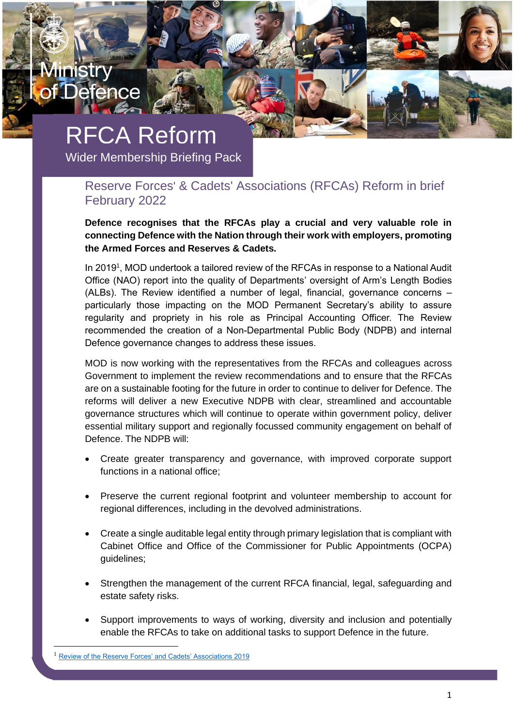Ministry of Defence

# RFCA Reform

Wider Membership Briefing Pack

## Reserve Forces' & Cadets' Associations (RFCAs) Reform in brief February 2022

**Defence recognises that the RFCAs play a crucial and very valuable role in connecting Defence with the Nation through their work with employers, promoting the Armed Forces and Reserves & Cadets.**

In 2019[1], MOD undertook a tailored review of the RFCAs in response to a National Audit Office (NAO) report into the quality of Departments' oversight of Arm's Length Bodies (ALBs). The Review identified a number of legal, financial, governance concerns – particularly those impacting on the MOD Permanent Secretary's ability to assure regularity and propriety in his role as Principal Accounting Officer. The Review recommended the creation of a Non-Departmental Public Body (NDPB) and internal Defence governance changes to address these issues.

MOD is now working with the representatives from the RFCAs and colleagues across Government to implement the review recommendations and to ensure that the RFCAs are on a sustainable footing for the future in order to continue to deliver for Defence. The reforms will deliver a new Executive NDPB with clear, streamlined and accountable governance structures which will continue to operate within government policy, deliver essential military support and regionally focussed community engagement on behalf of Defence. The NDPB will:

- Create greater transparency and governance, with improved corporate support functions in a national office;
- Preserve the current regional footprint and volunteer membership to account for regional differences, including in the devolved administrations.
- Create a single auditable legal entity through primary legislation that is compliant with Cabinet Office and Office of the Commissioner for Public Appointments (OCPA) guidelines;
- Strengthen the management of the current RFCA financial, legal, safeguarding and estate safety risks.
- Support improvements to ways of working, diversity and inclusion and potentially enable the RFCAs to take on additional tasks to support Defence in the future.

---

[1] Review of the Reserve Forces' and Cadets' Associations 2019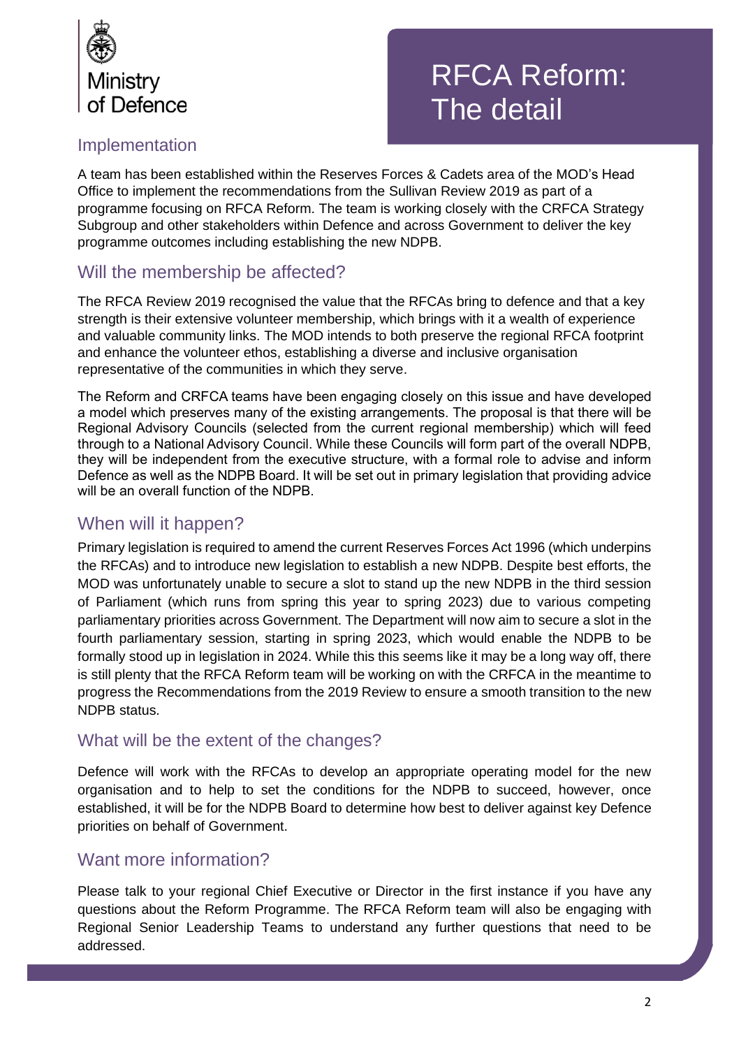Ministry of Defence

# RFCA Reform: The detail

## Implementation

A team has been established within the Reserves Forces & Cadets area of the MOD's Head Office to implement the recommendations from the Sullivan Review 2019 as part of a programme focusing on RFCA Reform. The team is working closely with the CRFCA Strategy Subgroup and other stakeholders within Defence and across Government to deliver the key programme outcomes including establishing the new NDPB.

## Will the membership be affected?

The RFCA Review 2019 recognised the value that the RFCAs bring to defence and that a key strength is their extensive volunteer membership, which brings with it a wealth of experience and valuable community links. The MOD intends to both preserve the regional RFCA footprint and enhance the volunteer ethos, establishing a diverse and inclusive organisation representative of the communities in which they serve.

The Reform and CRFCA teams have been engaging closely on this issue and have developed a model which preserves many of the existing arrangements. The proposal is that there will be Regional Advisory Councils (selected from the current regional membership) which will feed through to a National Advisory Council. While these Councils will form part of the overall NDPB, they will be independent from the executive structure, with a formal role to advise and inform Defence as well as the NDPB Board. It will be set out in primary legislation that providing advice will be an overall function of the NDPB.

## When will it happen?

Primary legislation is required to amend the current Reserves Forces Act 1996 (which underpins the RFCAs) and to introduce new legislation to establish a new NDPB. Despite best efforts, the MOD was unfortunately unable to secure a slot to stand up the new NDPB in the third session of Parliament (which runs from spring this year to spring 2023) due to various competing parliamentary priorities across Government. The Department will now aim to secure a slot in the fourth parliamentary session, starting in spring 2023, which would enable the NDPB to be formally stood up in legislation in 2024. While this this seems like it may be a long way off, there is still plenty that the RFCA Reform team will be working on with the CRFCA in the meantime to progress the Recommendations from the 2019 Review to ensure a smooth transition to the new NDPB status.

## What will be the extent of the changes?

Defence will work with the RFCAs to develop an appropriate operating model for the new organisation and to help to set the conditions for the NDPB to succeed, however, once established, it will be for the NDPB Board to determine how best to deliver against key Defence priorities on behalf of Government.

## Want more information?

Please talk to your regional Chief Executive or Director in the first instance if you have any questions about the Reform Programme. The RFCA Reform team will also be engaging with Regional Senior Leadership Teams to understand any further questions that need to be addressed.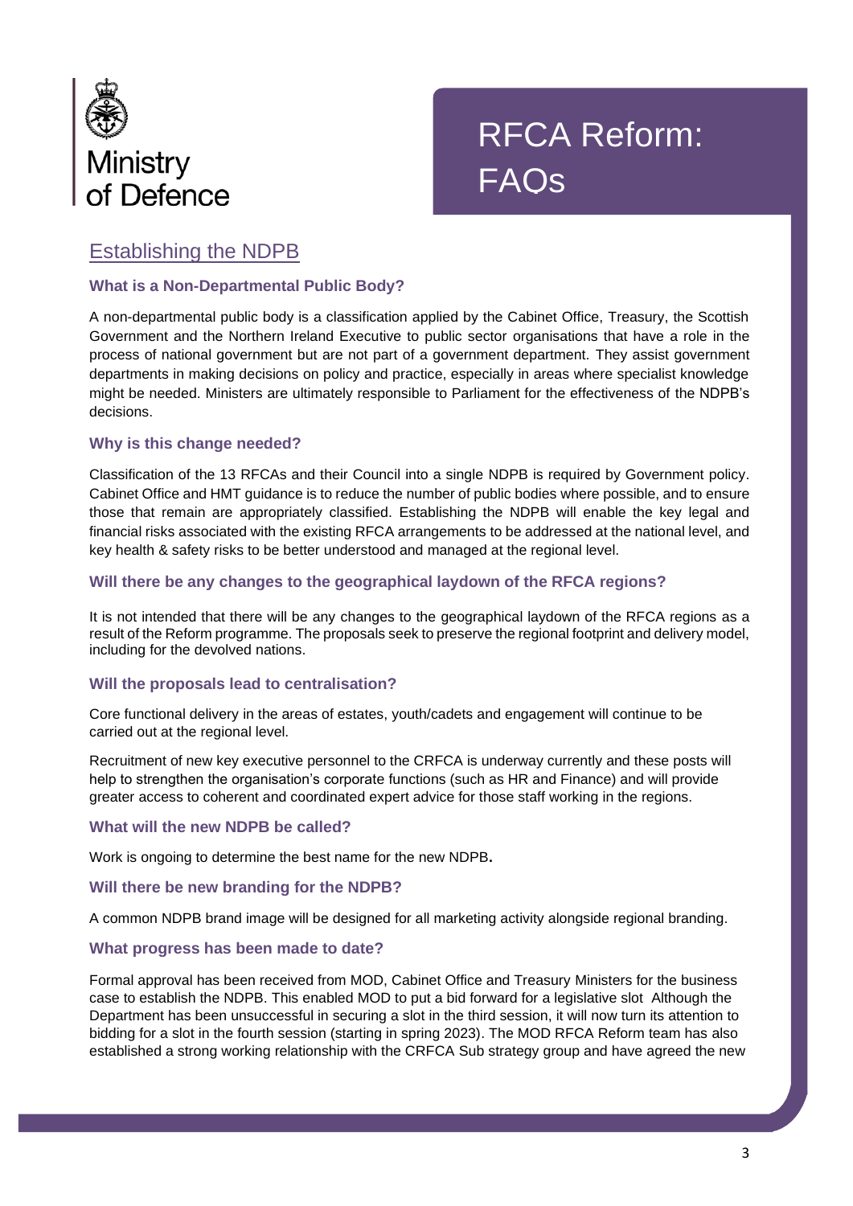Ministry of Defence

# RFCA Reform: FAQs

## Establishing the NDPB

### What is a Non-Departmental Public Body?

A non-departmental public body is a classification applied by the Cabinet Office, Treasury, the Scottish Government and the Northern Ireland Executive to public sector organisations that have a role in the process of national government but are not part of a government department. They assist government departments in making decisions on policy and practice, especially in areas where specialist knowledge might be needed. Ministers are ultimately responsible to Parliament for the effectiveness of the NDPB's decisions.

### Why is this change needed?

Classification of the 13 RFCAs and their Council into a single NDPB is required by Government policy. Cabinet Office and HMT guidance is to reduce the number of public bodies where possible, and to ensure those that remain are appropriately classified. Establishing the NDPB will enable the key legal and financial risks associated with the existing RFCA arrangements to be addressed at the national level, and key health & safety risks to be better understood and managed at the regional level.

### Will there be any changes to the geographical laydown of the RFCA regions?

It is not intended that there will be any changes to the geographical laydown of the RFCA regions as a result of the Reform programme. The proposals seek to preserve the regional footprint and delivery model, including for the devolved nations.

### Will the proposals lead to centralisation?

Core functional delivery in the areas of estates, youth/cadets and engagement will continue to be carried out at the regional level.

Recruitment of new key executive personnel to the CRFCA is underway currently and these posts will help to strengthen the organisation's corporate functions (such as HR and Finance) and will provide greater access to coherent and coordinated expert advice for those staff working in the regions.

### What will the new NDPB be called?

Work is ongoing to determine the best name for the new NDPB.

### Will there be new branding for the NDPB?

A common NDPB brand image will be designed for all marketing activity alongside regional branding.

### What progress has been made to date?

Formal approval has been received from MOD, Cabinet Office and Treasury Ministers for the business case to establish the NDPB. This enabled MOD to put a bid forward for a legislative slot Although the Department has been unsuccessful in securing a slot in the third session, it will now turn its attention to bidding for a slot in the fourth session (starting in spring 2023). The MOD RFCA Reform team has also established a strong working relationship with the CRFCA Sub strategy group and have agreed the new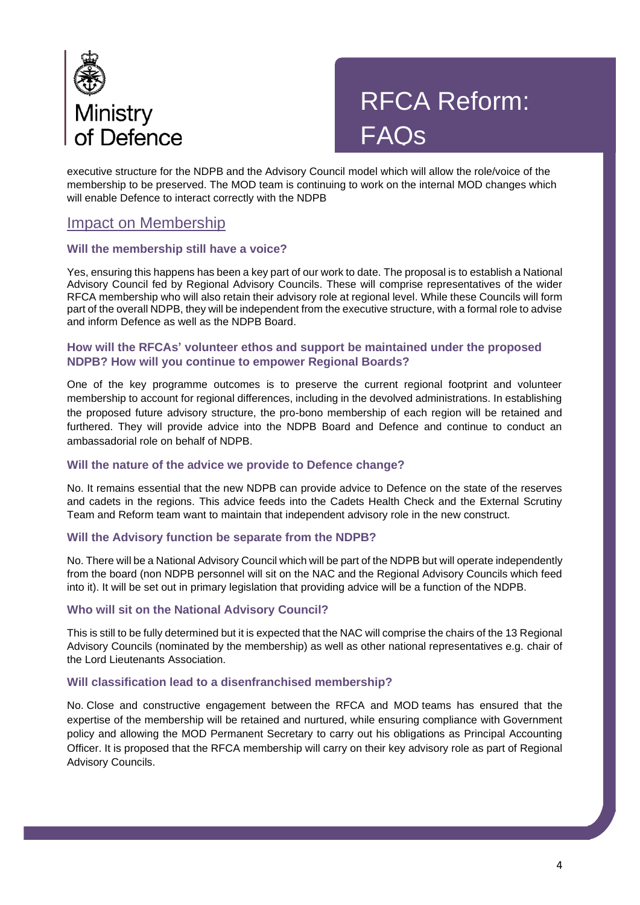executive structure for the NDPB and the Advisory Council model which will allow the role/voice of the membership to be preserved. The MOD team is continuing to work on the internal MOD changes which will enable Defence to interact correctly with the NDPB

## Impact on Membership

### Will the membership still have a voice?

Yes, ensuring this happens has been a key part of our work to date. The proposal is to establish a National Advisory Council fed by Regional Advisory Councils. These will comprise representatives of the wider RFCA membership who will also retain their advisory role at regional level. While these Councils will form part of the overall NDPB, they will be independent from the executive structure, with a formal role to advise and inform Defence as well as the NDPB Board.

### How will the RFCAs' volunteer ethos and support be maintained under the proposed NDPB? How will you continue to empower Regional Boards?

One of the key programme outcomes is to preserve the current regional footprint and volunteer membership to account for regional differences, including in the devolved administrations. In establishing the proposed future advisory structure, the pro-bono membership of each region will be retained and furthered. They will provide advice into the NDPB Board and Defence and continue to conduct an ambassadorial role on behalf of NDPB.

### Will the nature of the advice we provide to Defence change?

No. It remains essential that the new NDPB can provide advice to Defence on the state of the reserves and cadets in the regions. This advice feeds into the Cadets Health Check and the External Scrutiny Team and Reform team want to maintain that independent advisory role in the new construct.

### Will the Advisory function be separate from the NDPB?

No. There will be a National Advisory Council which will be part of the NDPB but will operate independently from the board (non NDPB personnel will sit on the NAC and the Regional Advisory Councils which feed into it). It will be set out in primary legislation that providing advice will be a function of the NDPB.

### Who will sit on the National Advisory Council?

This is still to be fully determined but it is expected that the NAC will comprise the chairs of the 13 Regional Advisory Councils (nominated by the membership) as well as other national representatives e.g. chair of the Lord Lieutenants Association.

### Will classification lead to a disenfranchised membership?

No. Close and constructive engagement between the RFCA and MOD teams has ensured that the expertise of the membership will be retained and nurtured, while ensuring compliance with Government policy and allowing the MOD Permanent Secretary to carry out his obligations as Principal Accounting Officer. It is proposed that the RFCA membership will carry on their key advisory role as part of Regional Advisory Councils.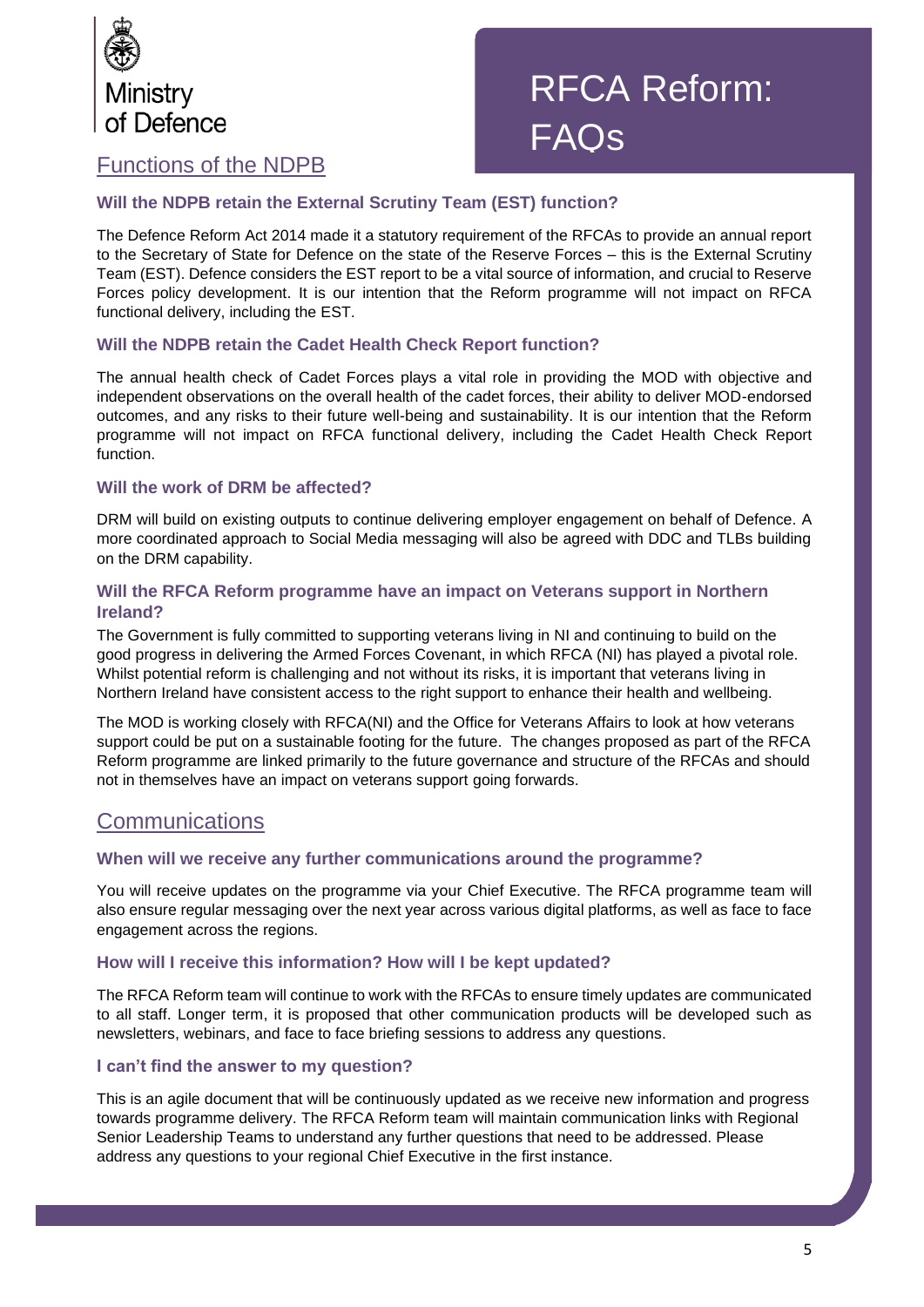# RFCA Reform: FAQs

## Functions of the NDPB

### Will the NDPB retain the External Scrutiny Team (EST) function?

The Defence Reform Act 2014 made it a statutory requirement of the RFCAs to provide an annual report to the Secretary of State for Defence on the state of the Reserve Forces – this is the External Scrutiny Team (EST). Defence considers the EST report to be a vital source of information, and crucial to Reserve Forces policy development. It is our intention that the Reform programme will not impact on RFCA functional delivery, including the EST.

### Will the NDPB retain the Cadet Health Check Report function?

The annual health check of Cadet Forces plays a vital role in providing the MOD with objective and independent observations on the overall health of the cadet forces, their ability to deliver MOD-endorsed outcomes, and any risks to their future well-being and sustainability. It is our intention that the Reform programme will not impact on RFCA functional delivery, including the Cadet Health Check Report function.

### Will the work of DRM be affected?

DRM will build on existing outputs to continue delivering employer engagement on behalf of Defence. A more coordinated approach to Social Media messaging will also be agreed with DDC and TLBs building on the DRM capability.

### Will the RFCA Reform programme have an impact on Veterans support in Northern Ireland?

The Government is fully committed to supporting veterans living in NI and continuing to build on the good progress in delivering the Armed Forces Covenant, in which RFCA (NI) has played a pivotal role. Whilst potential reform is challenging and not without its risks, it is important that veterans living in Northern Ireland have consistent access to the right support to enhance their health and wellbeing.

The MOD is working closely with RFCA(NI) and the Office for Veterans Affairs to look at how veterans support could be put on a sustainable footing for the future. The changes proposed as part of the RFCA Reform programme are linked primarily to the future governance and structure of the RFCAs and should not in themselves have an impact on veterans support going forwards.

## Communications

### When will we receive any further communications around the programme?

You will receive updates on the programme via your Chief Executive. The RFCA programme team will also ensure regular messaging over the next year across various digital platforms, as well as face to face engagement across the regions.

### How will I receive this information? How will I be kept updated?

The RFCA Reform team will continue to work with the RFCAs to ensure timely updates are communicated to all staff. Longer term, it is proposed that other communication products will be developed such as newsletters, webinars, and face to face briefing sessions to address any questions.

### I can't find the answer to my question?

This is an agile document that will be continuously updated as we receive new information and progress towards programme delivery. The RFCA Reform team will maintain communication links with Regional Senior Leadership Teams to understand any further questions that need to be addressed. Please address any questions to your regional Chief Executive in the first instance.